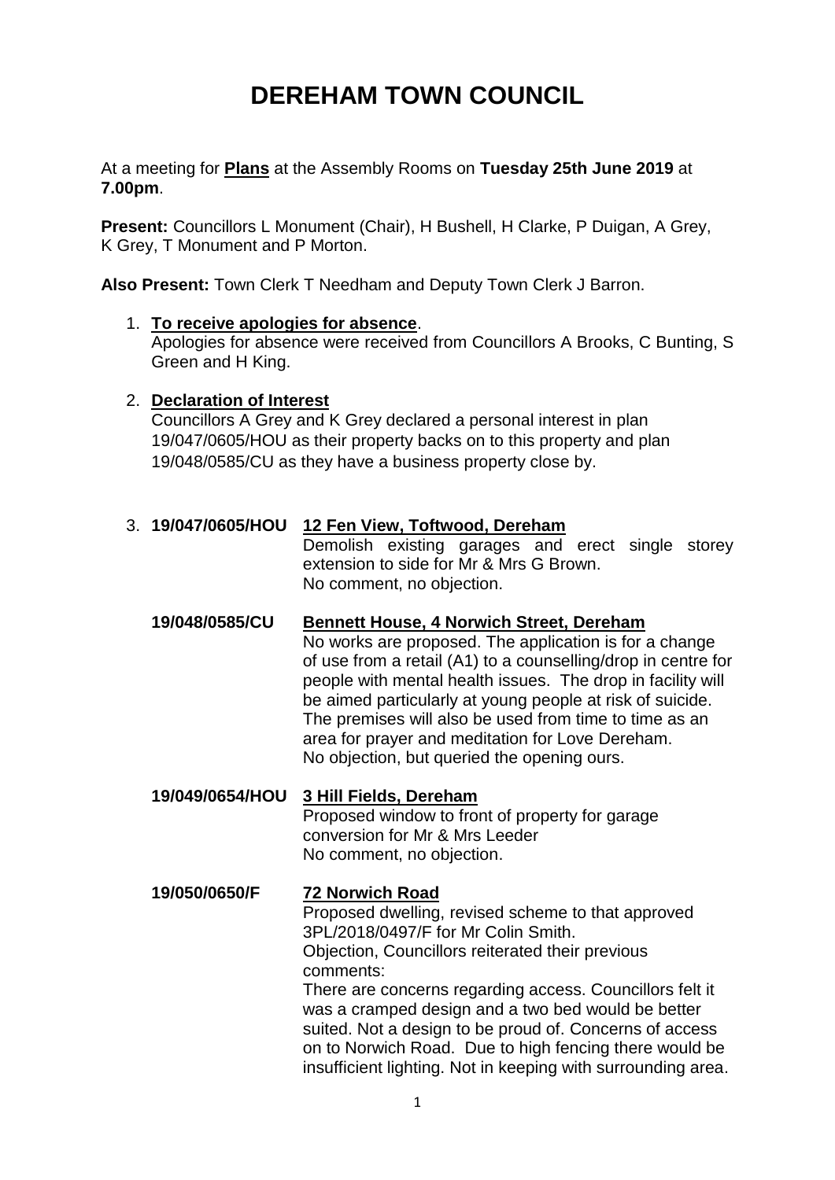# DEREHAM TOWN COUNCIL

At a meeting for **Plans** at the Assembly Rooms on **Tuesday 25th June 2019** at **7.00pm**.

**Present:** Councillors L Monument (Chair), H Bushell, H Clarke, P Duigan, A Grey, K Grey, T Monument and P Morton.

**Also Present:** Town Clerk T Needham and Deputy Town Clerk J Barron.

1. **To receive apologies for absence**.
   Apologies for absence were received from Councillors A Brooks, C Bunting, S Green and H King.

2. **Declaration of Interest**
   Councillors A Grey and K Grey declared a personal interest in plan 19/047/0605/HOU as their property backs on to this property and plan 19/048/0585/CU as they have a business property close by.

3. **19/047/0605/HOU** **12 Fen View, Toftwood, Dereham**
   Demolish existing garages and erect single storey extension to side for Mr & Mrs G Brown.
   No comment, no objection.

   **19/048/0585/CU** **Bennett House, 4 Norwich Street, Dereham**
   No works are proposed. The application is for a change of use from a retail (A1) to a counselling/drop in centre for people with mental health issues. The drop in facility will be aimed particularly at young people at risk of suicide. The premises will also be used from time to time as an area for prayer and meditation for Love Dereham.
   No objection, but queried the opening ours.

   **19/049/0654/HOU** **3 Hill Fields, Dereham**
   Proposed window to front of property for garage conversion for Mr & Mrs Leeder
   No comment, no objection.

   **19/050/0650/F** **72 Norwich Road**
   Proposed dwelling, revised scheme to that approved 3PL/2018/0497/F for Mr Colin Smith.
   Objection, Councillors reiterated their previous comments:
   There are concerns regarding access. Councillors felt it was a cramped design and a two bed would be better suited. Not a design to be proud of. Concerns of access on to Norwich Road. Due to high fencing there would be insufficient lighting. Not in keeping with surrounding area.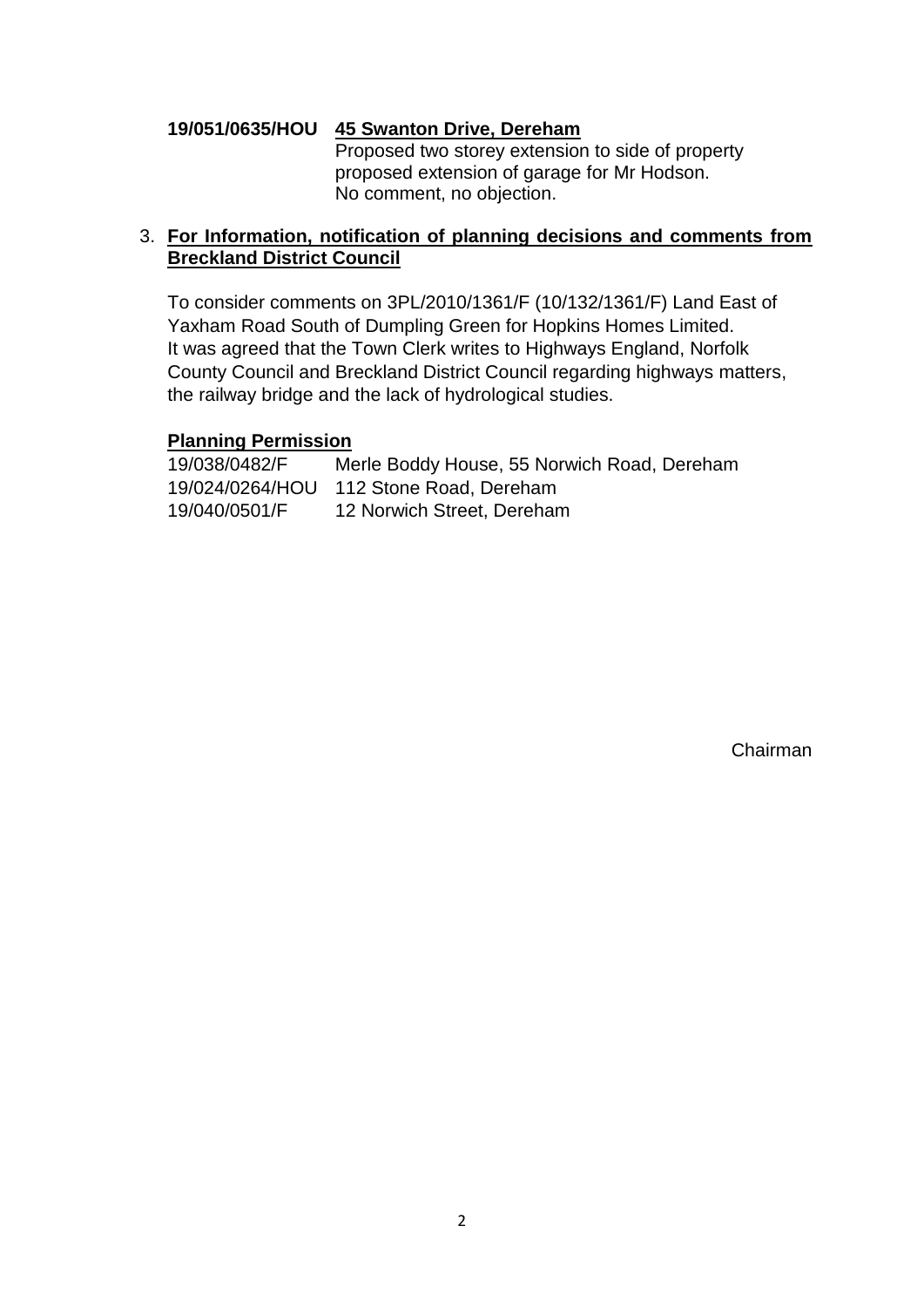**19/051/0635/HOU** **45 Swanton Drive, Dereham**

Proposed two storey extension to side of property proposed extension of garage for Mr Hodson.
No comment, no objection.

3. **For Information, notification of planning decisions and comments from Breckland District Council**

To consider comments on 3PL/2010/1361/F (10/132/1361/F) Land East of Yaxham Road South of Dumpling Green for Hopkins Homes Limited.
It was agreed that the Town Clerk writes to Highways England, Norfolk County Council and Breckland District Council regarding highways matters, the railway bridge and the lack of hydrological studies.

**Planning Permission**

| | |
|---|---|
| 19/038/0482/F | Merle Boddy House, 55 Norwich Road, Dereham |
| 19/024/0264/HOU | 112 Stone Road, Dereham |
| 19/040/0501/F | 12 Norwich Street, Dereham |

Chairman